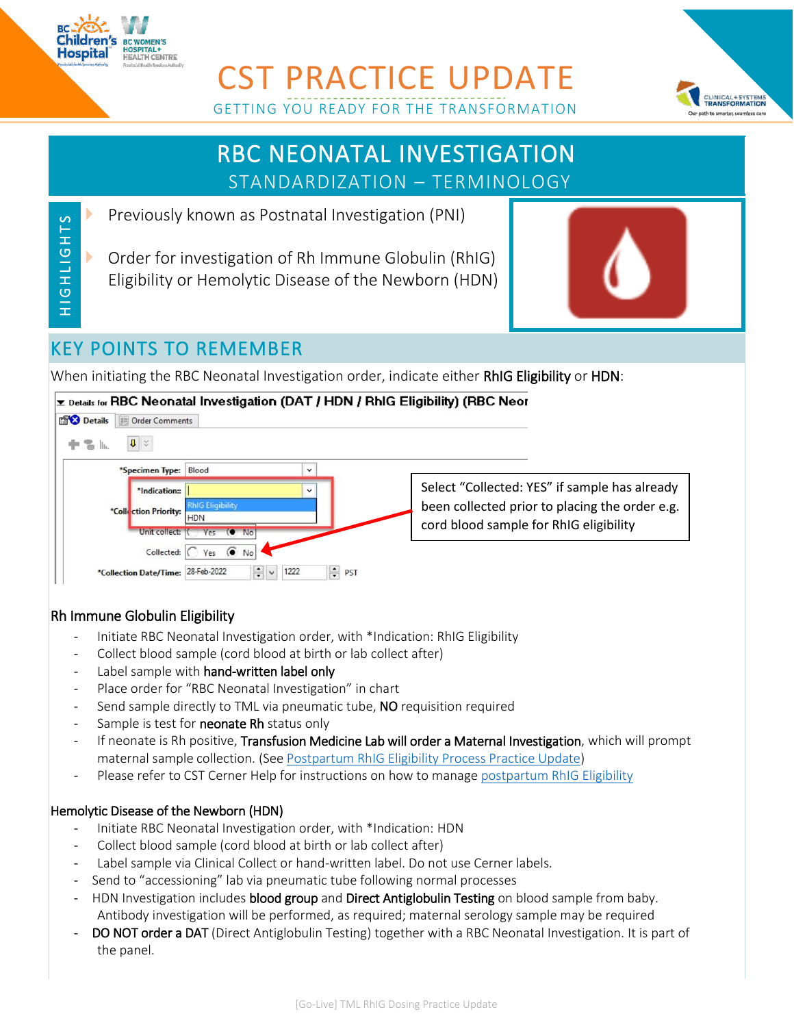# CST PRACTICE UPDATE

GETTING YOU READY FOR THE TRANSFORMATION

## RBC NEONATAL INVESTIGATION

STANDARDIZATION – TERMINOLOGY

**HIGHLIGHTS**

- Previously known as Postnatal Investigation (PNI)
- Order for investigation of Rh Immune Globulin (RhIG) Eligibility or Hemolytic Disease of the Newborn (HDN)

## KEY POINTS TO REMEMBER

When initiating the RBC Neonatal Investigation order, indicate either **RhIG Eligibility** or **HDN**:

Details for **RBC Neonatal Investigation (DAT / HDN / RhIG Eligibility) (RBC Neor**

Details | Order Comments

*Specimen Type: Blood
*Indication: RhIG Eligibility / HDN
*Collection Priority:
Unit collect: Yes / No
Collected: Yes / No
*Collection Date/Time: 28-Feb-2022 1222 PST

Select "Collected: YES" if sample has already been collected prior to placing the order e.g. cord blood sample for RhIG eligibility

### Rh Immune Globulin Eligibility

- Initiate RBC Neonatal Investigation order, with *Indication: RhIG Eligibility
- Collect blood sample (cord blood at birth or lab collect after)
- Label sample with **hand-written label only**
- Place order for "RBC Neonatal Investigation" in chart
- Send sample directly to TML via pneumatic tube, **NO** requisition required
- Sample is test for **neonate Rh** status only
- If neonate is Rh positive, **Transfusion Medicine Lab will order a Maternal Investigation**, which will prompt maternal sample collection. (See Postpartum RhIG Eligibility Process Practice Update)
- Please refer to CST Cerner Help for instructions on how to manage postpartum RhIG Eligibility

### Hemolytic Disease of the Newborn (HDN)

- Initiate RBC Neonatal Investigation order, with *Indication: HDN
- Collect blood sample (cord blood at birth or lab collect after)
- Label sample via Clinical Collect or hand-written label. Do not use Cerner labels.
- Send to "accessioning" lab via pneumatic tube following normal processes
- HDN Investigation includes **blood group** and **Direct Antiglobulin Testing** on blood sample from baby. Antibody investigation will be performed, as required; maternal serology sample may be required
- **DO NOT order a DAT** (Direct Antiglobulin Testing) together with a RBC Neonatal Investigation. It is part of the panel.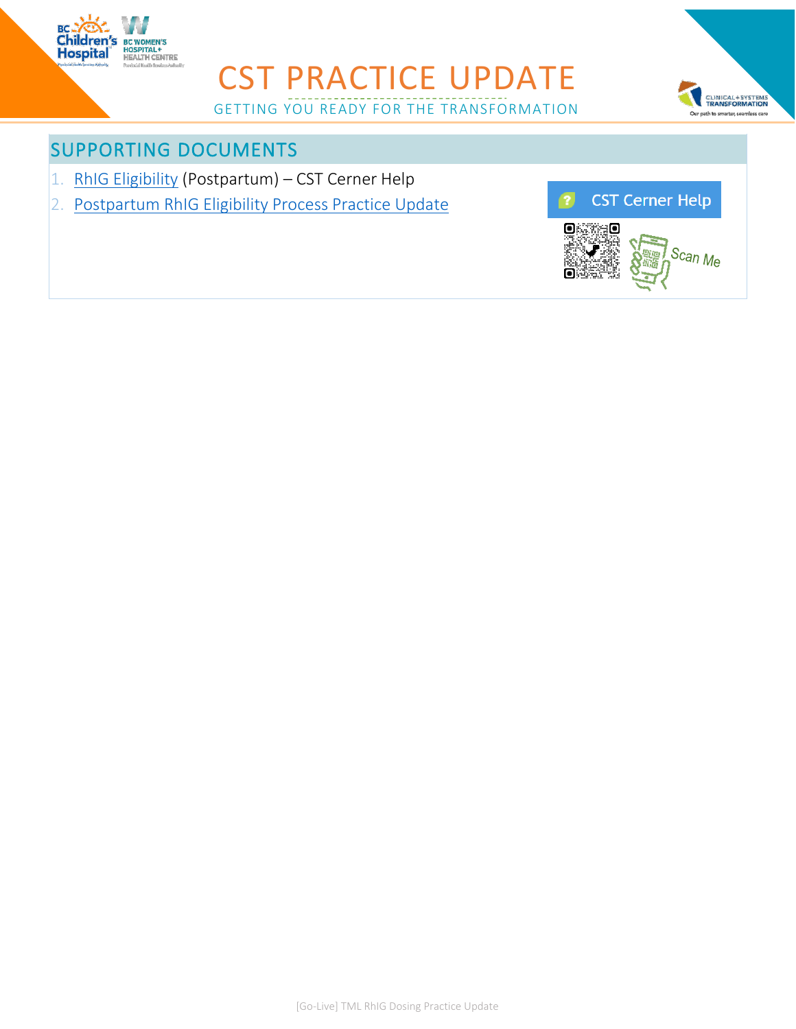# CST PRACTICE UPDATE

GETTING YOU READY FOR THE TRANSFORMATION

## SUPPORTING DOCUMENTS

1. RhIG Eligibility (Postpartum) – CST Cerner Help
2. Postpartum RhIG Eligibility Process Practice Update

CST Cerner Help

Scan Me